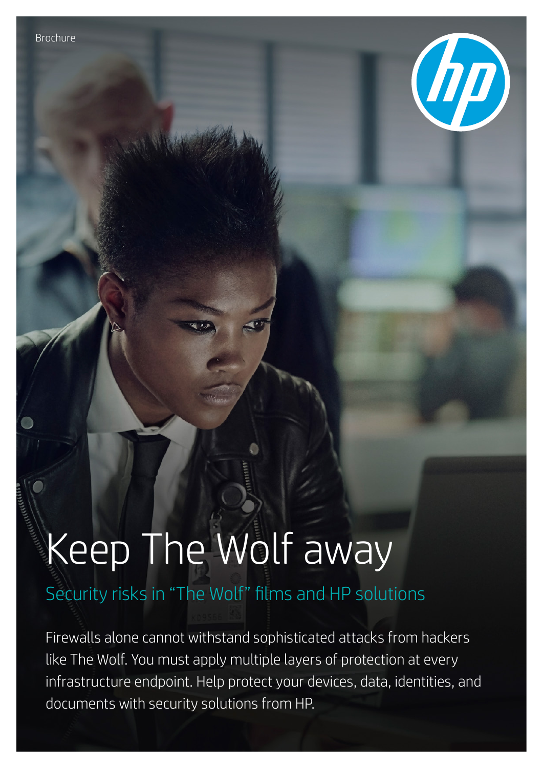Brochure

# Keep The Wolf away

## Security risks in "The Wolf" films and HP solutions

Firewalls alone cannot withstand sophisticated attacks from hackers like The Wolf. You must apply multiple layers of protection at every infrastructure endpoint. Help protect your devices, data, identities, and documents with security solutions from HP.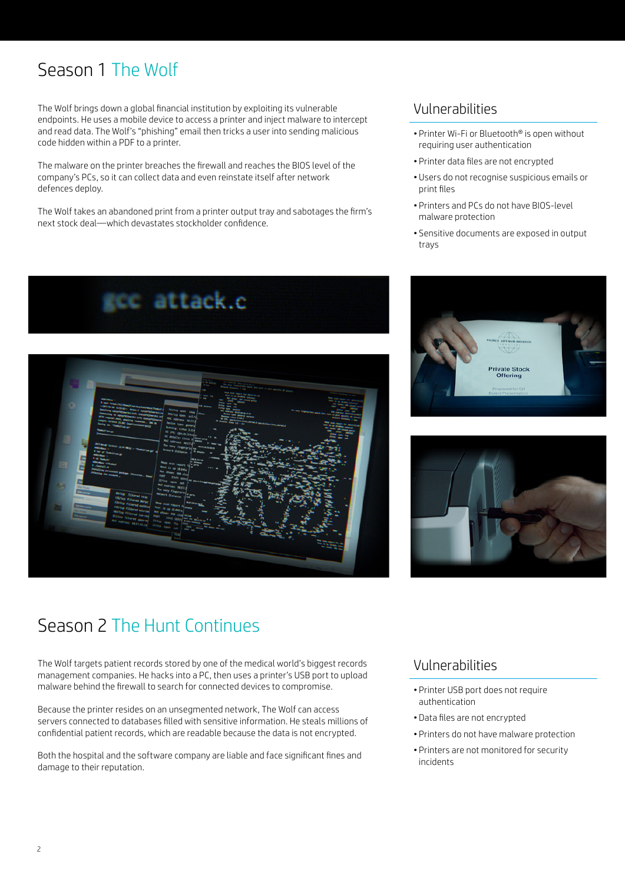# Season 1 The Wolf

The Wolf brings down a global financial institution by exploiting its vulnerable endpoints. He uses a mobile device to access a printer and inject malware to intercept and read data. The Wolf's "phishing" email then tricks a user into sending malicious code hidden within a PDF to a printer.

The malware on the printer breaches the firewall and reaches the BIOS level of the company's PCs, so it can collect data and even reinstate itself after network defences deploy.

The Wolf takes an abandoned print from a printer output tray and sabotages the firm's next stock deal—which devastates stockholder confidence.

## Vulnerabilities

- Printer Wi-Fi or Bluetooth® is open without requiring user authentication
- Printer data files are not encrypted
- Users do not recognise suspicious emails or print files
- Printers and PCs do not have BIOS-level malware protection
- Sensitive documents are exposed in output trays

# Season 2 The Hunt Continues

The Wolf targets patient records stored by one of the medical world's biggest records management companies. He hacks into a PC, then uses a printer's USB port to upload malware behind the firewall to search for connected devices to compromise.

Because the printer resides on an unsegmented network, The Wolf can access servers connected to databases filled with sensitive information. He steals millions of confidential patient records, which are readable because the data is not encrypted.

Both the hospital and the software company are liable and face significant fines and damage to their reputation.

## Vulnerabilities

- Printer USB port does not require authentication
- Data files are not encrypted
- Printers do not have malware protection
- Printers are not monitored for security incidents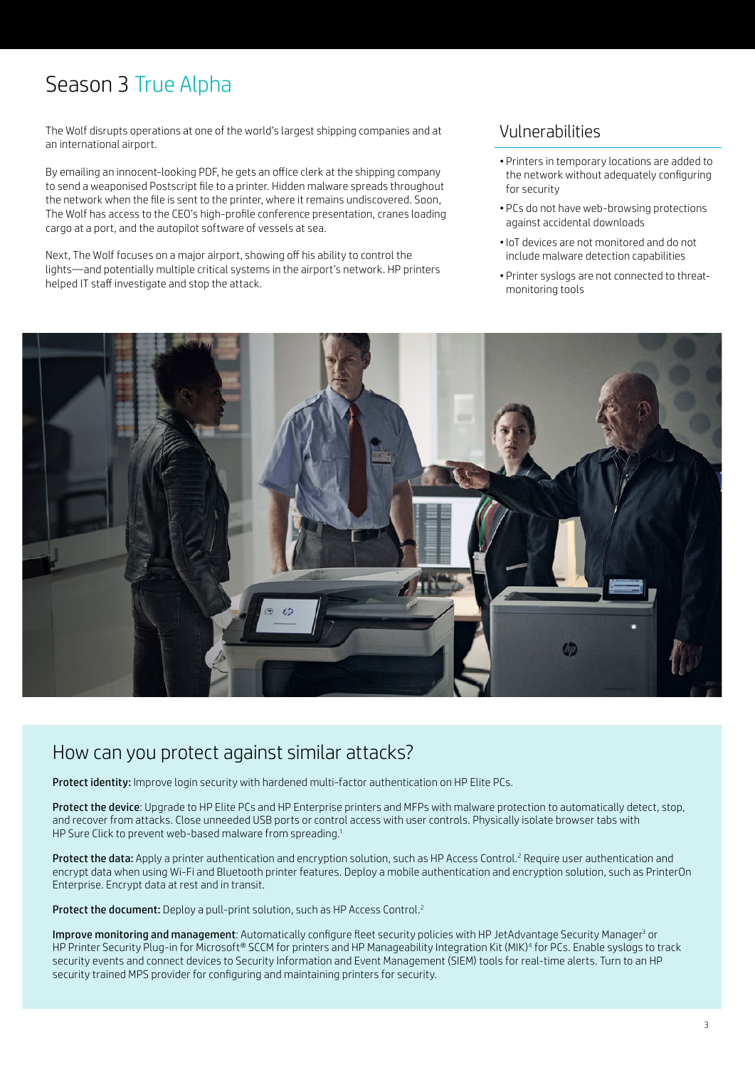# Season 3 True Alpha

The Wolf disrupts operations at one of the world's largest shipping companies and at an international airport.

By emailing an innocent-looking PDF, he gets an office clerk at the shipping company to send a weaponised Postscript file to a printer. Hidden malware spreads throughout the network when the file is sent to the printer, where it remains undiscovered. Soon, The Wolf has access to the CEO's high-profile conference presentation, cranes loading cargo at a port, and the autopilot software of vessels at sea.

Next, The Wolf focuses on a major airport, showing off his ability to control the lights—and potentially multiple critical systems in the airport's network. HP printers helped IT staff investigate and stop the attack.

## Vulnerabilities

- Printers in temporary locations are added to the network without adequately configuring for security
- PCs do not have web-browsing protections against accidental downloads
- IoT devices are not monitored and do not include malware detection capabilities
- Printer syslogs are not connected to threat-monitoring tools

## How can you protect against similar attacks?

**Protect identity:** Improve login security with hardened multi-factor authentication on HP Elite PCs.

**Protect the device**: Upgrade to HP Elite PCs and HP Enterprise printers and MFPs with malware protection to automatically detect, stop, and recover from attacks. Close unneeded USB ports or control access with user controls. Physically isolate browser tabs with HP Sure Click to prevent web-based malware from spreading.[1]

**Protect the data:** Apply a printer authentication and encryption solution, such as HP Access Control.[2] Require user authentication and encrypt data when using Wi-Fi and Bluetooth printer features. Deploy a mobile authentication and encryption solution, such as PrinterOn Enterprise. Encrypt data at rest and in transit.

**Protect the document:** Deploy a pull-print solution, such as HP Access Control.[2]

**Improve monitoring and management**: Automatically configure fleet security policies with HP JetAdvantage Security Manager[3] or HP Printer Security Plug-in for Microsoft® SCCM for printers and HP Manageability Integration Kit (MIK)[4] for PCs. Enable syslogs to track security events and connect devices to Security Information and Event Management (SIEM) tools for real-time alerts. Turn to an HP security trained MPS provider for configuring and maintaining printers for security.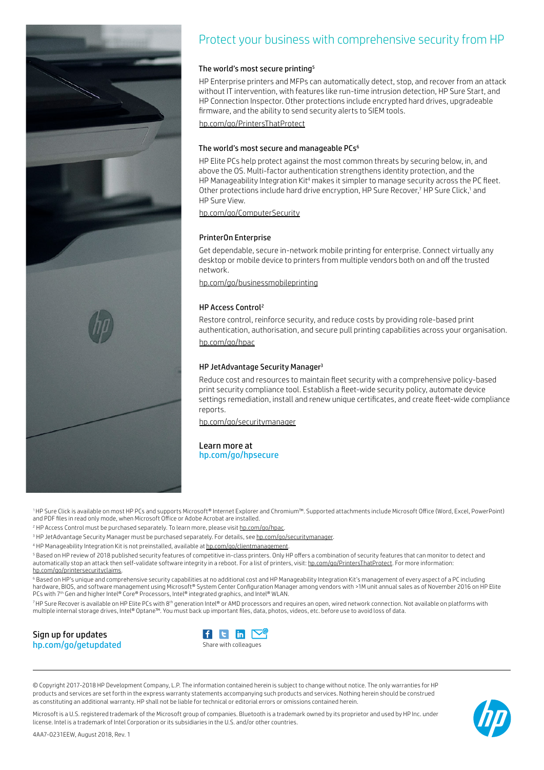## Protect your business with comprehensive security from HP

### The world's most secure printing[5]

HP Enterprise printers and MFPs can automatically detect, stop, and recover from an attack without IT intervention, with features like run-time intrusion detection, HP Sure Start, and HP Connection Inspector. Other protections include encrypted hard drives, upgradeable firmware, and the ability to send security alerts to SIEM tools.

hp.com/go/PrintersThatProtect

### The world's most secure and manageable PCs[6]

HP Elite PCs help protect against the most common threats by securing below, in, and above the OS. Multi-factor authentication strengthens identity protection, and the HP Manageability Integration Kit[4] makes it simpler to manage security across the PC fleet. Other protections include hard drive encryption, HP Sure Recover,[7] HP Sure Click,[1] and HP Sure View.

hp.com/go/ComputerSecurity

### PrinterOn Enterprise

Get dependable, secure in-network mobile printing for enterprise. Connect virtually any desktop or mobile device to printers from multiple vendors both on and off the trusted network.

hp.com/go/businessmobileprinting

### HP Access Control[2]

Restore control, reinforce security, and reduce costs by providing role-based print authentication, authorisation, and secure pull printing capabilities across your organisation.

hp.com/go/hpac

### HP JetAdvantage Security Manager[3]

Reduce cost and resources to maintain fleet security with a comprehensive policy-based print security compliance tool. Establish a fleet-wide security policy, automate device settings remediation, install and renew unique certificates, and create fleet-wide compliance reports.

hp.com/go/securitymanager

Learn more at
hp.com/go/hpsecure

[1] HP Sure Click is available on most HP PCs and supports Microsoft® Internet Explorer and Chromium™. Supported attachments include Microsoft Office (Word, Excel, PowerPoint) and PDF files in read only mode, when Microsoft Office or Adobe Acrobat are installed.

[2] HP Access Control must be purchased separately. To learn more, please visit hp.com/go/hpac.

[3] HP JetAdvantage Security Manager must be purchased separately. For details, see hp.com/go/securitymanager.

[4] HP Manageability Integration Kit is not preinstalled, available at hp.com/go/clientmanagement.

[5] Based on HP review of 2018 published security features of competitive in-class printers. Only HP offers a combination of security features that can monitor to detect and automatically stop an attack then self-validate software integrity in a reboot. For a list of printers, visit: hp.com/go/PrintersThatProtect. For more information: hp.com/go/printersecurityclaims.

[6] Based on HP's unique and comprehensive security capabilities at no additional cost and HP Manageability Integration Kit's management of every aspect of a PC including hardware, BIOS, and software management using Microsoft® System Center Configuration Manager among vendors with >1M unit annual sales as of November 2016 on HP Elite PCs with 7th Gen and higher Intel® Core® Processors, Intel® integrated graphics, and Intel® WLAN.

[7] HP Sure Recover is available on HP Elite PCs with 8th generation Intel® or AMD processors and requires an open, wired network connection. Not available on platforms with multiple internal storage drives, Intel® Optane™. You must back up important files, data, photos, videos, etc. before use to avoid loss of data.

Sign up for updates
hp.com/go/getupdated

Share with colleagues

© Copyright 2017-2018 HP Development Company, L.P. The information contained herein is subject to change without notice. The only warranties for HP products and services are set forth in the express warranty statements accompanying such products and services. Nothing herein should be construed as constituting an additional warranty. HP shall not be liable for technical or editorial errors or omissions contained herein.

Microsoft is a U.S. registered trademark of the Microsoft group of companies. Bluetooth is a trademark owned by its proprietor and used by HP Inc. under license. Intel is a trademark of Intel Corporation or its subsidiaries in the U.S. and/or other countries.

4AA7-0231EEW, August 2018, Rev. 1